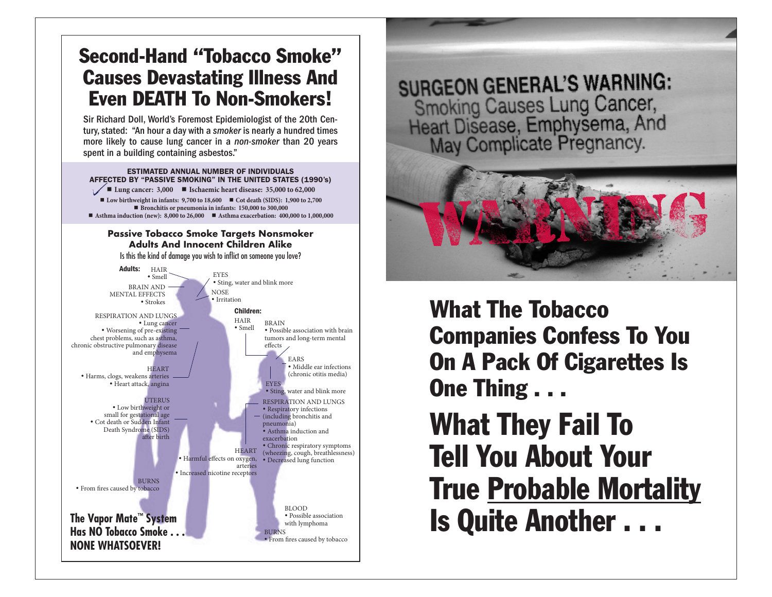# Second-Hand "Tobacco Smoke" Causes Devastating Illness And Even DEATH To Non-Smokers!

Sir Richard Doll, World's Foremost Epidemiologist of the 20th Century, stated: "An hour a day with a *smoker* is nearly a hundred times more likely to cause lung cancer in a *non-smoker* than 20 years spent in a building containing asbestos."

**ESTIMATED ANNUAL NUMBER OF INDIVIDUALS AFFECTED BY "PASSIVE SMOKING" IN THE UNITED STATES (1990's)**

- **Lung cancer: 3,000**
- **Ischaemic heart disease: 35,000 to 62,000**
- **Low birthweight in infants: 9,700 to 18,600**
- **Cot death (SIDS): 1,900 to 2,700**
- **Bronchitis or pneumonia in infants: 150,000 to 300,000**
- **Asthma induction (new): 8,000 to 26,000**
- **Asthma exacerbation: 400,000 to 1,000,000**

**Passive Tobacco Smoke Targets Nonsmoker Adults And Innocent Children Alike**

Is this the kind of damage you wish to inflict on someone you love?

**Adults:**

HAIR
- Smell

BRAIN AND MENTAL EFFECTS
- Strokes

EYES
- Sting, water and blink more

NOSE
- Irritation

RESPIRATION AND LUNGS
- Lung cancer
- Worsening of pre-existing chest problems, such as asthma, chronic obstructive pulmonary disease and emphysema

HEART
- Harms, clogs, weakens arteries
- Heart attack, angina

UTERUS
- Low birthweight or small for gestational age
- Cot death or Sudden Infant Death Syndrome (SIDS) after birth

BURNS
- From fires caused by tobacco

**Children:**

HAIR
- Smell

BRAIN
- Possible association with brain tumors and long-term mental effects

EARS
- Middle ear infections (chronic otitis media)

EYES
- Sting, water and blink more

RESPIRATION AND LUNGS
- Respiratory infections (including bronchitis and pneumonia)
- Asthma induction and exacerbation
- Chronic respiratory symptoms (wheezing, cough, breathlessness)
- Decreased lung function

HEART
- Harmful effects on oxygen, arteries
- Increased nicotine receptors

BLOOD
- Possible association with lymphoma

BURNS
- From fires caused by tobacco

**The Vapor Mate™ System Has NO Tobacco Smoke . . . NONE WHATSOEVER!**

SURGEON GENERAL'S WARNING: Smoking Causes Lung Cancer, Heart Disease, Emphysema, And May Complicate Pregnancy.

WARNING

## What The Tobacco Companies Confess To You On A Pack Of Cigarettes Is One Thing . . .

## What They Fail To Tell You About Your True Probable Mortality Is Quite Another . . .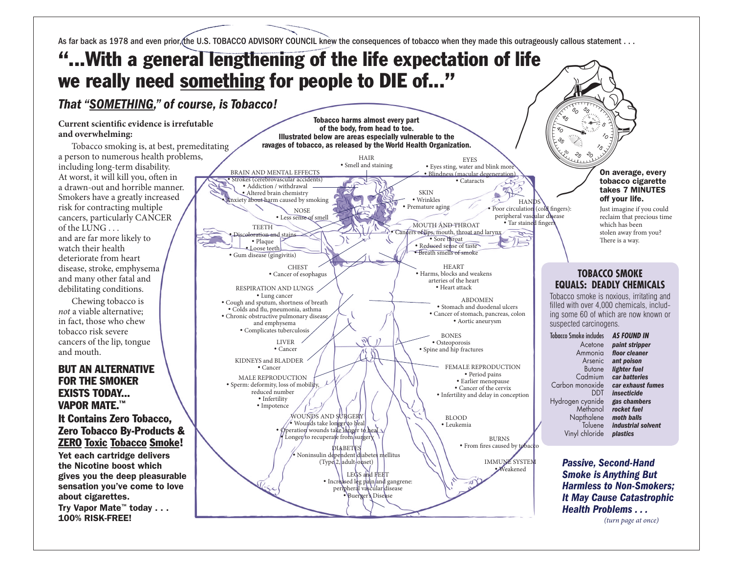As far back as 1978 and even prior, the U.S. TOBACCO ADVISORY COUNCIL knew the consequences of tobacco when they made this outrageously callous statement . . .

# "...With a general lengthening of the life expectation of life we really need something for people to DIE of..."

## *That "SOMETHING," of course, is Tobacco!*

**Current scientific evidence is irrefutable and overwhelming:**

Tobacco smoking is, at best, premeditating a person to numerous health problems, including long-term disability. At worst, it will kill you, often in a drawn-out and horrible manner. Smokers have a greatly increased risk for contracting multiple cancers, particularly CANCER of the LUNG . . . and are far more likely to watch their health deteriorate from heart disease, stroke, emphysema and many other fatal and debilitating conditions.

Chewing tobacco is *not* a viable alternative; in fact, those who chew tobacco risk severe cancers of the lip, tongue and mouth.

## BUT AN ALTERNATIVE FOR THE SMOKER EXISTS TODAY... VAPOR MATE.™

### It Contains Zero Tobacco, Zero Tobacco By-Products & ZERO Toxic Tobacco Smoke!

**Yet each cartridge delivers the Nicotine boost which gives you the deep pleasurable sensation you've come to love about cigarettes.**

**Try Vapor Mate™ today . . . 100% RISK-FREE!**

**Tobacco harms almost every part of the body, from head to toe. Illustrated below are areas especially vulnerable to the ravages of tobacco, as released by the World Health Organization.**

HAIR
- Smell and staining

EYES
- Eyes sting, water and blink more
- Blindness (macular degeneration)
- Cataracts

BRAIN AND MENTAL EFFECTS
- Strokes (cerebrovascular accidents)
- Addiction / withdrawal
- Altered brain chemistry
- Anxiety about harm caused by smoking

SKIN
- Wrinkles
- Premature aging

HANDS
- Poor circulation (cold fingers): peripheral vascular disease
- Tar stained fingers

NOSE
- Less sense of smell

TEETH
- Discoloration and stains
- Plaque
- Loose teeth
- Gum disease (gingivitis)

MOUTH AND THROAT
- Cancers of lips, mouth, throat and larynx
- Sore throat
- Reduced sense of taste
- Breath smells of smoke

CHEST
- Cancer of esophagus

HEART
- Harms, blocks and weakens arteries of the heart
- Heart attack

RESPIRATION AND LUNGS
- Lung cancer
- Cough and sputum, shortness of breath
- Colds and flu, pneumonia, asthma
- Chronic obstructive pulmonary disease and emphysema
- Complicates tuberculosis

ABDOMEN
- Stomach and duodenal ulcers
- Cancer of stomach, pancreas, colon
- Aortic aneurysm

LIVER
- Cancer

BONES
- Osteoporosis
- Spine and hip fractures

KIDNEYS and BLADDER
- Cancer

FEMALE REPRODUCTION
- Period pains
- Earlier menopause
- Cancer of the cervix
- Infertility and delay in conception

MALE REPRODUCTION
- Sperm: deformity, loss of mobility, reduced number
- Infertility
- Impotence

WOUNDS AND SURGERY
- Wounds take longer to heal
- Operation wounds take longer to heal
- Longer to recuperate from surgery

BLOOD
- Leukemia

BURNS
- From fires caused by tobacco

DIABETES
- Noninsulin dependent diabetes mellitus (Type 2, adult-onset)

IMMUNE SYSTEM
- Weakened

LEGS and FEET
- Increased leg pain and gangrene: peripheral vascular disease
- Buerger's Disease

**On average, every tobacco cigarette takes 7 MINUTES off your life.**

Just imagine if you could reclaim that precious time which has been stolen away from you? There is a way.

## TOBACCO SMOKE EQUALS: DEADLY CHEMICALS

Tobacco smoke is noxious, irritating and filled with over 4,000 chemicals, including some 60 of which are now known or suspected carcinogens.

| Tobacco Smoke includes | AS FOUND IN |
| --- | --- |
| Acetone | paint stripper |
| Ammonia | floor cleaner |
| Arsenic | ant poison |
| Butane | lighter fuel |
| Cadmium | car batteries |
| Carbon monoxide | car exhaust fumes |
| DDT | insecticide |
| Hydrogen cyanide | gas chambers |
| Methanol | rocket fuel |
| Napthalene | moth balls |
| Toluene | industrial solvent |
| Vinyl chloride | plastics |

***Passive, Second-Hand Smoke is Anything But Harmless to Non-Smokers; It May Cause Catastrophic Health Problems . . .***

*(turn page at once)*